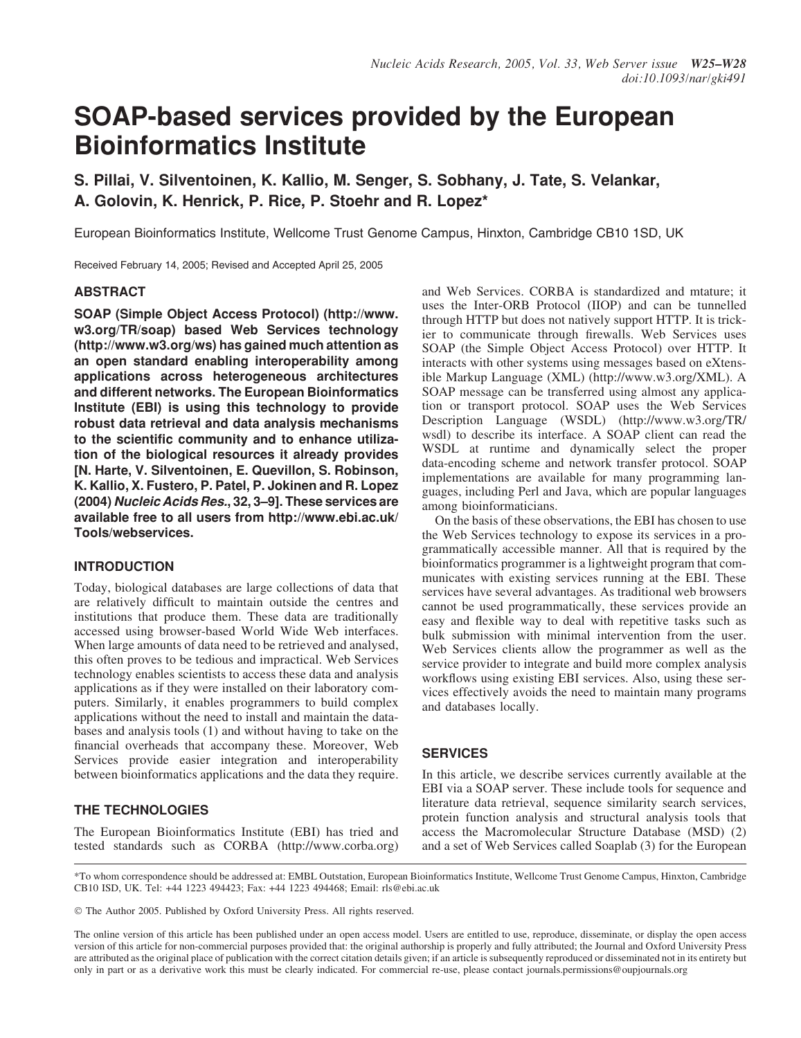# SOAP-based services provided by the European Bioinformatics Institute

**S. Pillai, V. Silventoinen, K. Kallio, M. Senger, S. Sobhany, J. Tate, S. Velankar, A. Golovin, K. Henrick, P. Rice, P. Stoehr and R. Lopez***

European Bioinformatics Institute, Wellcome Trust Genome Campus, Hinxton, Cambridge CB10 1SD, UK

Received February 14, 2005; Revised and Accepted April 25, 2005

## ABSTRACT

**SOAP (Simple Object Access Protocol) (http://www.w3.org/TR/soap) based Web Services technology (http://www.w3.org/ws) has gained much attention as an open standard enabling interoperability among applications across heterogeneous architectures and different networks. The European Bioinformatics Institute (EBI) is using this technology to provide robust data retrieval and data analysis mechanisms to the scientific community and to enhance utilization of the biological resources it already provides [N. Harte, V. Silventoinen, E. Quevillon, S. Robinson, K. Kallio, X. Fustero, P. Patel, P. Jokinen and R. Lopez (2004) *Nucleic Acids Res.*, 32, 3–9]. These services are available free to all users from http://www.ebi.ac.uk/Tools/webservices.**

## INTRODUCTION

Today, biological databases are large collections of data that are relatively difficult to maintain outside the centres and institutions that produce them. These data are traditionally accessed using browser-based World Wide Web interfaces. When large amounts of data need to be retrieved and analysed, this often proves to be tedious and impractical. Web Services technology enables scientists to access these data and analysis applications as if they were installed on their laboratory computers. Similarly, it enables programmers to build complex applications without the need to install and maintain the databases and analysis tools (1) and without having to take on the financial overheads that accompany these. Moreover, Web Services provide easier integration and interoperability between bioinformatics applications and the data they require.

## THE TECHNOLOGIES

The European Bioinformatics Institute (EBI) has tried and tested standards such as CORBA (http://www.corba.org) and Web Services. CORBA is standardized and mtature; it uses the Inter-ORB Protocol (IIOP) and can be tunnelled through HTTP but does not natively support HTTP. It is trickier to communicate through firewalls. Web Services uses SOAP (the Simple Object Access Protocol) over HTTP. It interacts with other systems using messages based on eXtensible Markup Language (XML) (http://www.w3.org/XML). A SOAP message can be transferred using almost any application or transport protocol. SOAP uses the Web Services Description Language (WSDL) (http://www.w3.org/TR/wsdl) to describe its interface. A SOAP client can read the WSDL at runtime and dynamically select the proper data-encoding scheme and network transfer protocol. SOAP implementations are available for many programming languages, including Perl and Java, which are popular languages among bioinformaticians.

On the basis of these observations, the EBI has chosen to use the Web Services technology to expose its services in a programmatically accessible manner. All that is required by the bioinformatics programmer is a lightweight program that communicates with existing services running at the EBI. These services have several advantages. As traditional web browsers cannot be used programmatically, these services provide an easy and flexible way to deal with repetitive tasks such as bulk submission with minimal intervention from the user. Web Services clients allow the programmer as well as the service provider to integrate and build more complex analysis workflows using existing EBI services. Also, using these services effectively avoids the need to maintain many programs and databases locally.

## SERVICES

In this article, we describe services currently available at the EBI via a SOAP server. These include tools for sequence and literature data retrieval, sequence similarity search services, protein function analysis and structural analysis tools that access the Macromolecular Structure Database (MSD) (2) and a set of Web Services called Soaplab (3) for the European

*To whom correspondence should be addressed at: EMBL Outstation, European Bioinformatics Institute, Wellcome Trust Genome Campus, Hinxton, Cambridge CB10 ISD, UK. Tel: +44 1223 494423; Fax: +44 1223 494468; Email: rls@ebi.ac.uk

© The Author 2005. Published by Oxford University Press. All rights reserved.

The online version of this article has been published under an open access model. Users are entitled to use, reproduce, disseminate, or display the open access version of this article for non-commercial purposes provided that: the original authorship is properly and fully attributed; the Journal and Oxford University Press are attributed as the original place of publication with the correct citation details given; if an article is subsequently reproduced or disseminated not in its entirety but only in part or as a derivative work this must be clearly indicated. For commercial re-use, please contact journals.permissions@oupjournals.org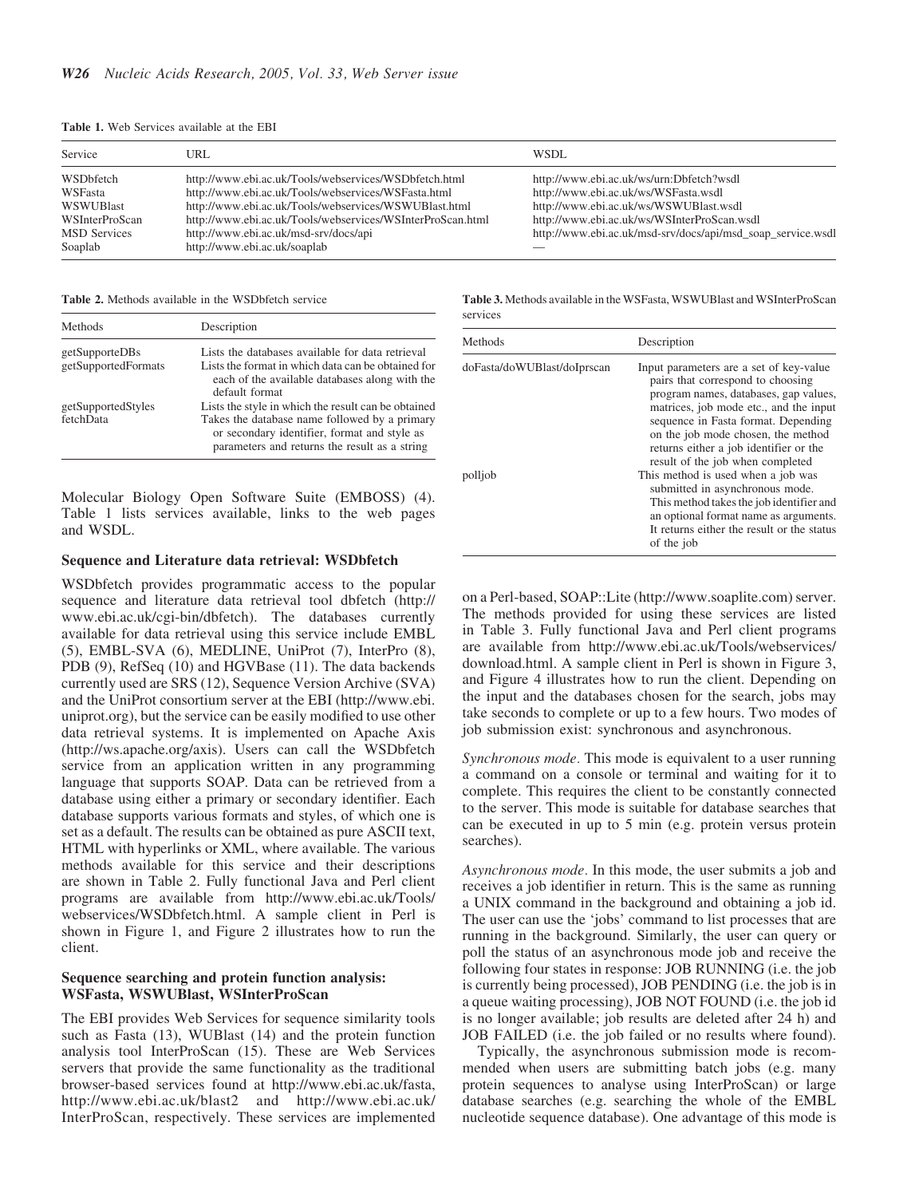**Table 1.** Web Services available at the EBI

| Service | URL | WSDL |
|---|---|---|
| WSDbfetch | http://www.ebi.ac.uk/Tools/webservices/WSDbfetch.html | http://www.ebi.ac.uk/ws/urn:Dbfetch?wsdl |
| WSFasta | http://www.ebi.ac.uk/Tools/webservices/WSFasta.html | http://www.ebi.ac.uk/ws/WSFasta.wsdl |
| WSWUBlast | http://www.ebi.ac.uk/Tools/webservices/WSWUBlast.html | http://www.ebi.ac.uk/ws/WSWUBlast.wsdl |
| WSInterProScan | http://www.ebi.ac.uk/Tools/webservices/WSInterProScan.html | http://www.ebi.ac.uk/ws/WSInterProScan.wsdl |
| MSD Services | http://www.ebi.ac.uk/msd-srv/docs/api | http://www.ebi.ac.uk/msd-srv/docs/api/msd_soap_service.wsdl |
| Soaplab | http://www.ebi.ac.uk/soaplab | — |

**Table 2.** Methods available in the WSDbfetch service

| Methods | Description |
|---|---|
| getSupporteDBs | Lists the databases available for data retrieval |
| getSupportedFormats | Lists the format in which data can be obtained for each of the available databases along with the default format |
| getSupportedStyles | Lists the style in which the result can be obtained |
| fetchData | Takes the database name followed by a primary or secondary identifier, format and style as parameters and returns the result as a string |

Molecular Biology Open Software Suite (EMBOSS) (4). Table 1 lists services available, links to the web pages and WSDL.

### Sequence and Literature data retrieval: WSDbfetch

WSDbfetch provides programmatic access to the popular sequence and literature data retrieval tool dbfetch (http://www.ebi.ac.uk/cgi-bin/dbfetch). The databases currently available for data retrieval using this service include EMBL (5), EMBL-SVA (6), MEDLINE, UniProt (7), InterPro (8), PDB (9), RefSeq (10) and HGVBase (11). The data backends currently used are SRS (12), Sequence Version Archive (SVA) and the UniProt consortium server at the EBI (http://www.ebi.uniprot.org), but the service can be easily modified to use other data retrieval systems. It is implemented on Apache Axis (http://ws.apache.org/axis). Users can call the WSDbfetch service from an application written in any programming language that supports SOAP. Data can be retrieved from a database using either a primary or secondary identifier. Each database supports various formats and styles, of which one is set as a default. The results can be obtained as pure ASCII text, HTML with hyperlinks or XML, where available. The various methods available for this service and their descriptions are shown in Table 2. Fully functional Java and Perl client programs are available from http://www.ebi.ac.uk/Tools/webservices/WSDbfetch.html. A sample client in Perl is shown in Figure 1, and Figure 2 illustrates how to run the client.

### Sequence searching and protein function analysis: WSFasta, WSWUBlast, WSInterProScan

The EBI provides Web Services for sequence similarity tools such as Fasta (13), WUBlast (14) and the protein function analysis tool InterProScan (15). These are Web Services servers that provide the same functionality as the traditional browser-based services found at http://www.ebi.ac.uk/fasta, http://www.ebi.ac.uk/blast2 and http://www.ebi.ac.uk/InterProScan, respectively. These services are implemented on a Perl-based, SOAP::Lite (http://www.soaplite.com) server. The methods provided for using these services are listed in Table 3. Fully functional Java and Perl client programs are available from http://www.ebi.ac.uk/Tools/webservices/download.html. A sample client in Perl is shown in Figure 3, and Figure 4 illustrates how to run the client. Depending on the input and the databases chosen for the search, jobs may take seconds to complete or up to a few hours. Two modes of job submission exist: synchronous and asynchronous.

**Table 3.** Methods available in the WSFasta, WSWUBlast and WSInterProScan services

| Methods | Description |
|---|---|
| doFasta/doWUBlast/doIprscan | Input parameters are a set of key-value pairs that correspond to choosing program names, databases, gap values, matrices, job mode etc., and the input sequence in Fasta format. Depending on the job mode chosen, the method returns either a job identifier or the result of the job when completed |
| polljob | This method is used when a job was submitted in asynchronous mode. This method takes the job identifier and an optional format name as arguments. It returns either the result or the status of the job |

*Synchronous mode*. This mode is equivalent to a user running a command on a console or terminal and waiting for it to complete. This requires the client to be constantly connected to the server. This mode is suitable for database searches that can be executed in up to 5 min (e.g. protein versus protein searches).

*Asynchronous mode*. In this mode, the user submits a job and receives a job identifier in return. This is the same as running a UNIX command in the background and obtaining a job id. The user can use the 'jobs' command to list processes that are running in the background. Similarly, the user can query or poll the status of an asynchronous mode job and receive the following four states in response: JOB RUNNING (i.e. the job is currently being processed), JOB PENDING (i.e. the job is in a queue waiting processing), JOB NOT FOUND (i.e. the job id is no longer available; job results are deleted after 24 h) and JOB FAILED (i.e. the job failed or no results where found).

Typically, the asynchronous submission mode is recommended when users are submitting batch jobs (e.g. many protein sequences to analyse using InterProScan) or large database searches (e.g. searching the whole of the EMBL nucleotide sequence database). One advantage of this mode is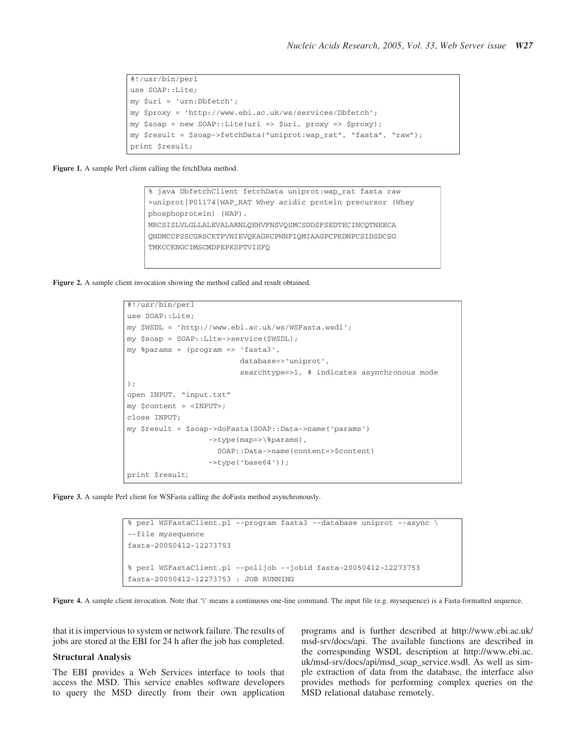```
#!/usr/bin/perl
use SOAP::Lite;
my $uri = 'urn:Dbfetch';
my $proxy = 'http://www.ebi.ac.uk/ws/services/Dbfetch';
my $soap = new SOAP::Lite(uri => $uri, proxy => $proxy);
my $result = $soap->fetchData("uniprot:wap_rat", "fasta", "raw");
print $result;
```

**Figure 1.** A sample Perl client calling the fetchData method.

```
% java DbfetchClient fetchData uniprot:wap_rat fasta raw
>uniprot|P01174|WAP_RAT Whey acidic protein precursor (Whey
phosphoprotein) (WAP).
MRCSISLVLGLLALEVALARNLQEHVFNSVQSMCSDDSFSEDTECINCQTNEECA
QNDMCCPSSCGRSCKTPVNIEVQKAGRCPWNPIQMIAAGPCPKDNPCSIDSDCSG
TMKCCKNGCIMSCMDPEPKSPTVISFQ
```

**Figure 2.** A sample client invocation showing the method called and result obtained.

```
#!/usr/bin/perl
use SOAP::Lite;
my $WSDL = 'http://www.ebi.ac.uk/ws/WSFasta.wsdl';
my $soap = SOAP::Lite->service($WSDL);
my %params = (program => 'fasta3',
                        database=>'uniprot',
                        searchtype=>1, # indicates asynchronous mode
);
open INPUT, "input.txt"
my $content = <INPUT>;
close INPUT;
my $result = $soap->doFasta(SOAP::Data->name('params')
                  ->type(map=>\%params),
                    SOAP::Data->name(content=>$content)
                  ->type('base64'));
print $result;
```

**Figure 3.** A sample Perl client for WSFasta calling the doFasta method asynchronously.

```
% perl WSFastaClient.pl --program fasta3 --database uniprot --async \
--file mysequence
fasta-20050412-12273753

% perl WSFastaClient.pl --polljob --jobid fasta-20050412-12273753
fasta-20050412-12273753 : JOB RUNNING
```

**Figure 4.** A sample client invocation. Note that '\' means a continuous one-line command. The input file (e.g. mysequence) is a Fasta-formatted sequence.

that it is impervious to system or network failure. The results of jobs are stored at the EBI for 24 h after the job has completed.

### Structural Analysis

The EBI provides a Web Services interface to tools that access the MSD. This service enables software developers to query the MSD directly from their own application programs and is further described at http://www.ebi.ac.uk/msd-srv/docs/api. The available functions are described in the corresponding WSDL description at http://www.ebi.ac.uk/msd-srv/docs/api/msd_soap_service.wsdl. As well as simple extraction of data from the database, the interface also provides methods for performing complex queries on the MSD relational database remotely.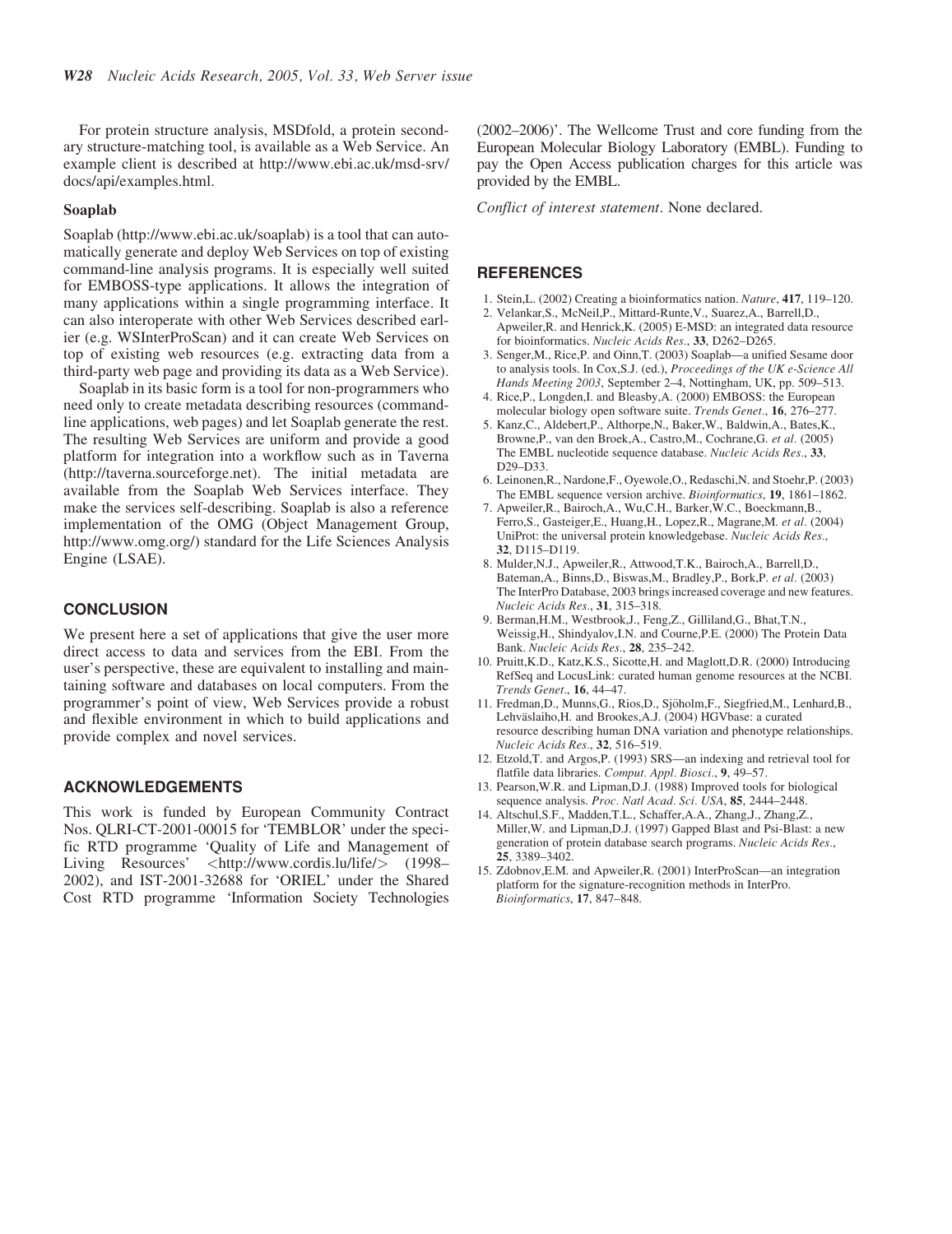For protein structure analysis, MSDfold, a protein secondary structure-matching tool, is available as a Web Service. An example client is described at http://www.ebi.ac.uk/msd-srv/docs/api/examples.html.

### Soaplab

Soaplab (http://www.ebi.ac.uk/soaplab) is a tool that can automatically generate and deploy Web Services on top of existing command-line analysis programs. It is especially well suited for EMBOSS-type applications. It allows the integration of many applications within a single programming interface. It can also interoperate with other Web Services described earlier (e.g. WSInterProScan) and it can create Web Services on top of existing web resources (e.g. extracting data from a third-party web page and providing its data as a Web Service).

Soaplab in its basic form is a tool for non-programmers who need only to create metadata describing resources (command-line applications, web pages) and let Soaplab generate the rest. The resulting Web Services are uniform and provide a good platform for integration into a workflow such as in Taverna (http://taverna.sourceforge.net). The initial metadata are available from the Soaplab Web Services interface. They make the services self-describing. Soaplab is also a reference implementation of the OMG (Object Management Group, http://www.omg.org/) standard for the Life Sciences Analysis Engine (LSAE).

## CONCLUSION

We present here a set of applications that give the user more direct access to data and services from the EBI. From the user's perspective, these are equivalent to installing and maintaining software and databases on local computers. From the programmer's point of view, Web Services provide a robust and flexible environment in which to build applications and provide complex and novel services.

## ACKNOWLEDGEMENTS

This work is funded by European Community Contract Nos. QLRI-CT-2001-00015 for 'TEMBLOR' under the specific RTD programme 'Quality of Life and Management of Living Resources' <http://www.cordis.lu/life/> (1998–2002), and IST-2001-32688 for 'ORIEL' under the Shared Cost RTD programme 'Information Society Technologies (2002–2006)'. The Wellcome Trust and core funding from the European Molecular Biology Laboratory (EMBL). Funding to pay the Open Access publication charges for this article was provided by the EMBL.

*Conflict of interest statement*. None declared.

## REFERENCES

1. Stein,L. (2002) Creating a bioinformatics nation. *Nature*, **417**, 119–120.
2. Velankar,S., McNeil,P., Mittard-Runte,V., Suarez,A., Barrell,D., Apweiler,R. and Henrick,K. (2005) E-MSD: an integrated data resource for bioinformatics. *Nucleic Acids Res*., **33**, D262–D265.
3. Senger,M., Rice,P. and Oinn,T. (2003) Soaplab—a unified Sesame door to analysis tools. In Cox,S.J. (ed.), *Proceedings of the UK e-Science All Hands Meeting 2003*, September 2–4, Nottingham, UK, pp. 509–513.
4. Rice,P., Longden,I. and Bleasby,A. (2000) EMBOSS: the European molecular biology open software suite. *Trends Genet*., **16**, 276–277.
5. Kanz,C., Aldebert,P., Althorpe,N., Baker,W., Baldwin,A., Bates,K., Browne,P., van den Broek,A., Castro,M., Cochrane,G. *et al*. (2005) The EMBL nucleotide sequence database. *Nucleic Acids Res*., **33**, D29–D33.
6. Leinonen,R., Nardone,F., Oyewole,O., Redaschi,N. and Stoehr,P. (2003) The EMBL sequence version archive. *Bioinformatics*, **19**, 1861–1862.
7. Apweiler,R., Bairoch,A., Wu,C.H., Barker,W.C., Boeckmann,B., Ferro,S., Gasteiger,E., Huang,H., Lopez,R., Magrane,M. *et al*. (2004) UniProt: the universal protein knowledgebase. *Nucleic Acids Res*., **32**, D115–D119.
8. Mulder,N.J., Apweiler,R., Attwood,T.K., Bairoch,A., Barrell,D., Bateman,A., Binns,D., Biswas,M., Bradley,P., Bork,P. *et al*. (2003) The InterPro Database, 2003 brings increased coverage and new features. *Nucleic Acids Res*., **31**, 315–318.
9. Berman,H.M., Westbrook,J., Feng,Z., Gilliland,G., Bhat,T.N., Weissig,H., Shindyalov,I.N. and Courne,P.E. (2000) The Protein Data Bank. *Nucleic Acids Res*., **28**, 235–242.
10. Pruitt,K.D., Katz,K.S., Sicotte,H. and Maglott,D.R. (2000) Introducing RefSeq and LocusLink: curated human genome resources at the NCBI. *Trends Genet*., **16**, 44–47.
11. Fredman,D., Munns,G., Rios,D., Sjöholm,F., Siegfried,M., Lenhard,B., Lehväslaiho,H. and Brookes,A.J. (2004) HGVbase: a curated resource describing human DNA variation and phenotype relationships. *Nucleic Acids Res*., **32**, 516–519.
12. Etzold,T. and Argos,P. (1993) SRS—an indexing and retrieval tool for flatfile data libraries. *Comput. Appl. Biosci*., **9**, 49–57.
13. Pearson,W.R. and Lipman,D.J. (1988) Improved tools for biological sequence analysis. *Proc. Natl Acad. Sci. USA*, **85**, 2444–2448.
14. Altschul,S.F., Madden,T.L., Schaffer,A.A., Zhang,J., Zhang,Z., Miller,W. and Lipman,D.J. (1997) Gapped Blast and Psi-Blast: a new generation of protein database search programs. *Nucleic Acids Res*., **25**, 3389–3402.
15. Zdobnov,E.M. and Apweiler,R. (2001) InterProScan—an integration platform for the signature-recognition methods in InterPro. *Bioinformatics*, **17**, 847–848.